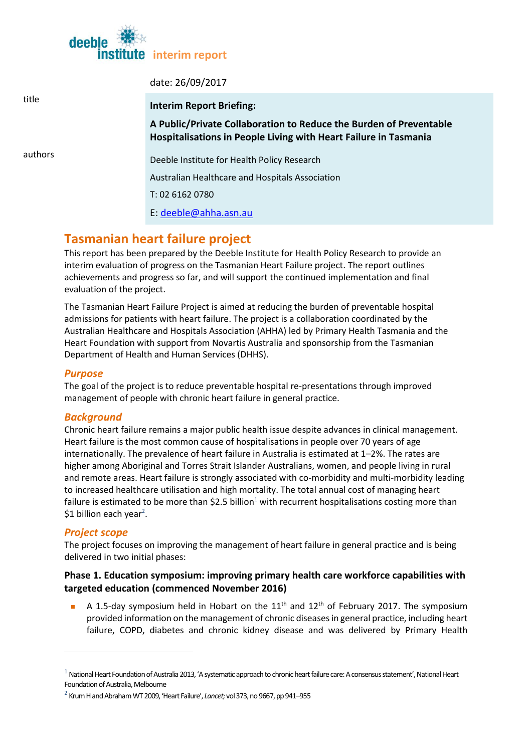deeble institute interim report

date: 26/09/2017

| | |
|---|---|
| title | **Interim Report Briefing:** **A Public/Private Collaboration to Reduce the Burden of Preventable Hospitalisations in People Living with Heart Failure in Tasmania** |
| authors | Deeble Institute for Health Policy Research<br>Australian Healthcare and Hospitals Association<br>T: 02 6162 0780<br>E: deeble@ahha.asn.au |

## Tasmanian heart failure project

This report has been prepared by the Deeble Institute for Health Policy Research to provide an interim evaluation of progress on the Tasmanian Heart Failure project. The report outlines achievements and progress so far, and will support the continued implementation and final evaluation of the project.

The Tasmanian Heart Failure Project is aimed at reducing the burden of preventable hospital admissions for patients with heart failure. The project is a collaboration coordinated by the Australian Healthcare and Hospitals Association (AHHA) led by Primary Health Tasmania and the Heart Foundation with support from Novartis Australia and sponsorship from the Tasmanian Department of Health and Human Services (DHHS).

### *Purpose*

The goal of the project is to reduce preventable hospital re-presentations through improved management of people with chronic heart failure in general practice.

### *Background*

Chronic heart failure remains a major public health issue despite advances in clinical management. Heart failure is the most common cause of hospitalisations in people over 70 years of age internationally. The prevalence of heart failure in Australia is estimated at 1–2%. The rates are higher among Aboriginal and Torres Strait Islander Australians, women, and people living in rural and remote areas. Heart failure is strongly associated with co-morbidity and multi-morbidity leading to increased healthcare utilisation and high mortality. The total annual cost of managing heart failure is estimated to be more than $2.5 billion[1] with recurrent hospitalisations costing more than $1 billion each year[2].

### *Project scope*

The project focuses on improving the management of heart failure in general practice and is being delivered in two initial phases:

#### Phase 1. Education symposium: improving primary health care workforce capabilities with targeted education (commenced November 2016)

- A 1.5-day symposium held in Hobart on the 11th and 12th of February 2017. The symposium provided information on the management of chronic diseases in general practice, including heart failure, COPD, diabetes and chronic kidney disease and was delivered by Primary Health

[1] National Heart Foundation of Australia 2013, 'A systematic approach to chronic heart failure care: A consensus statement', National Heart Foundation of Australia, Melbourne

[2] Krum H and Abraham WT 2009, 'Heart Failure', *Lancet;* vol 373, no 9667, pp 941–955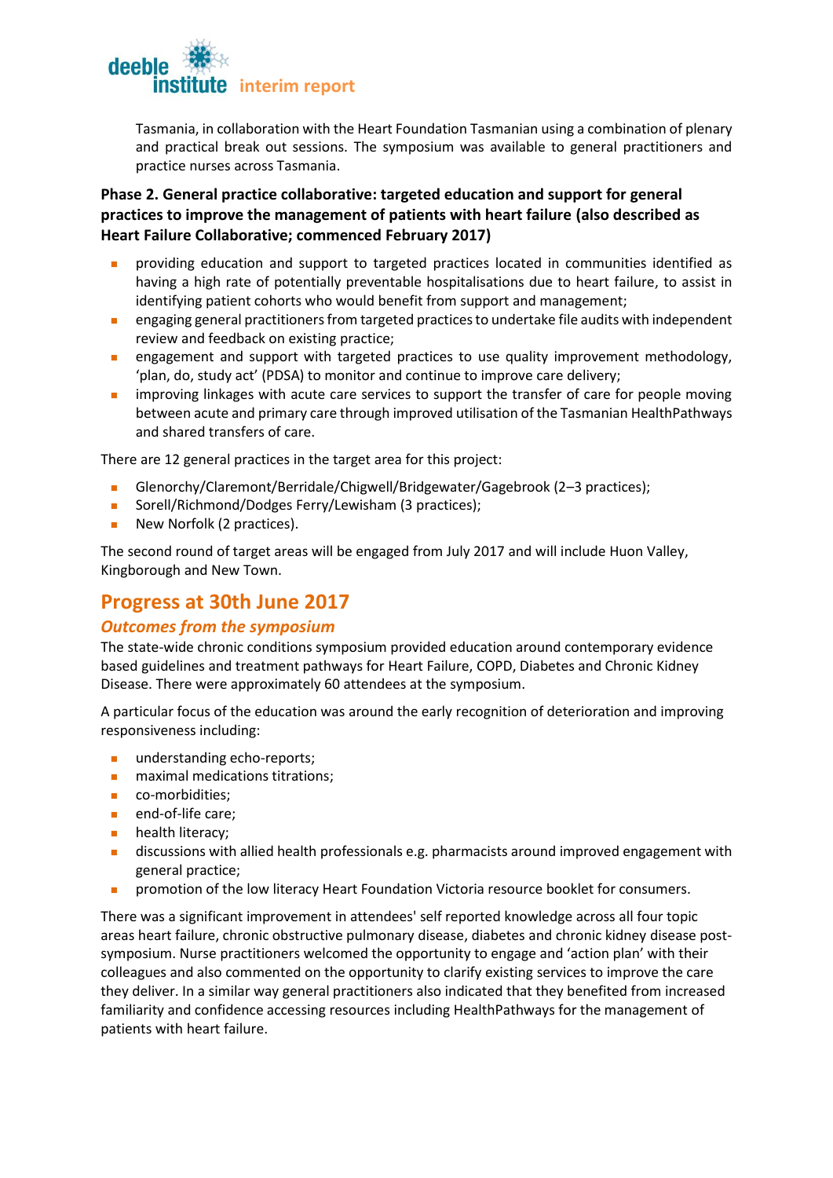Tasmania, in collaboration with the Heart Foundation Tasmanian using a combination of plenary and practical break out sessions. The symposium was available to general practitioners and practice nurses across Tasmania.

**Phase 2. General practice collaborative: targeted education and support for general practices to improve the management of patients with heart failure (also described as Heart Failure Collaborative; commenced February 2017)**

- providing education and support to targeted practices located in communities identified as having a high rate of potentially preventable hospitalisations due to heart failure, to assist in identifying patient cohorts who would benefit from support and management;
- engaging general practitioners from targeted practices to undertake file audits with independent review and feedback on existing practice;
- engagement and support with targeted practices to use quality improvement methodology, 'plan, do, study act' (PDSA) to monitor and continue to improve care delivery;
- improving linkages with acute care services to support the transfer of care for people moving between acute and primary care through improved utilisation of the Tasmanian HealthPathways and shared transfers of care.

There are 12 general practices in the target area for this project:

- Glenorchy/Claremont/Berridale/Chigwell/Bridgewater/Gagebrook (2–3 practices);
- Sorell/Richmond/Dodges Ferry/Lewisham (3 practices);
- New Norfolk (2 practices).

The second round of target areas will be engaged from July 2017 and will include Huon Valley, Kingborough and New Town.

## Progress at 30th June 2017

### *Outcomes from the symposium*

The state-wide chronic conditions symposium provided education around contemporary evidence based guidelines and treatment pathways for Heart Failure, COPD, Diabetes and Chronic Kidney Disease. There were approximately 60 attendees at the symposium.

A particular focus of the education was around the early recognition of deterioration and improving responsiveness including:

- understanding echo-reports;
- maximal medications titrations;
- co-morbidities;
- end-of-life care;
- health literacy;
- discussions with allied health professionals e.g. pharmacists around improved engagement with general practice;
- promotion of the low literacy Heart Foundation Victoria resource booklet for consumers.

There was a significant improvement in attendees' self reported knowledge across all four topic areas heart failure, chronic obstructive pulmonary disease, diabetes and chronic kidney disease post-symposium. Nurse practitioners welcomed the opportunity to engage and 'action plan' with their colleagues and also commented on the opportunity to clarify existing services to improve the care they deliver. In a similar way general practitioners also indicated that they benefited from increased familiarity and confidence accessing resources including HealthPathways for the management of patients with heart failure.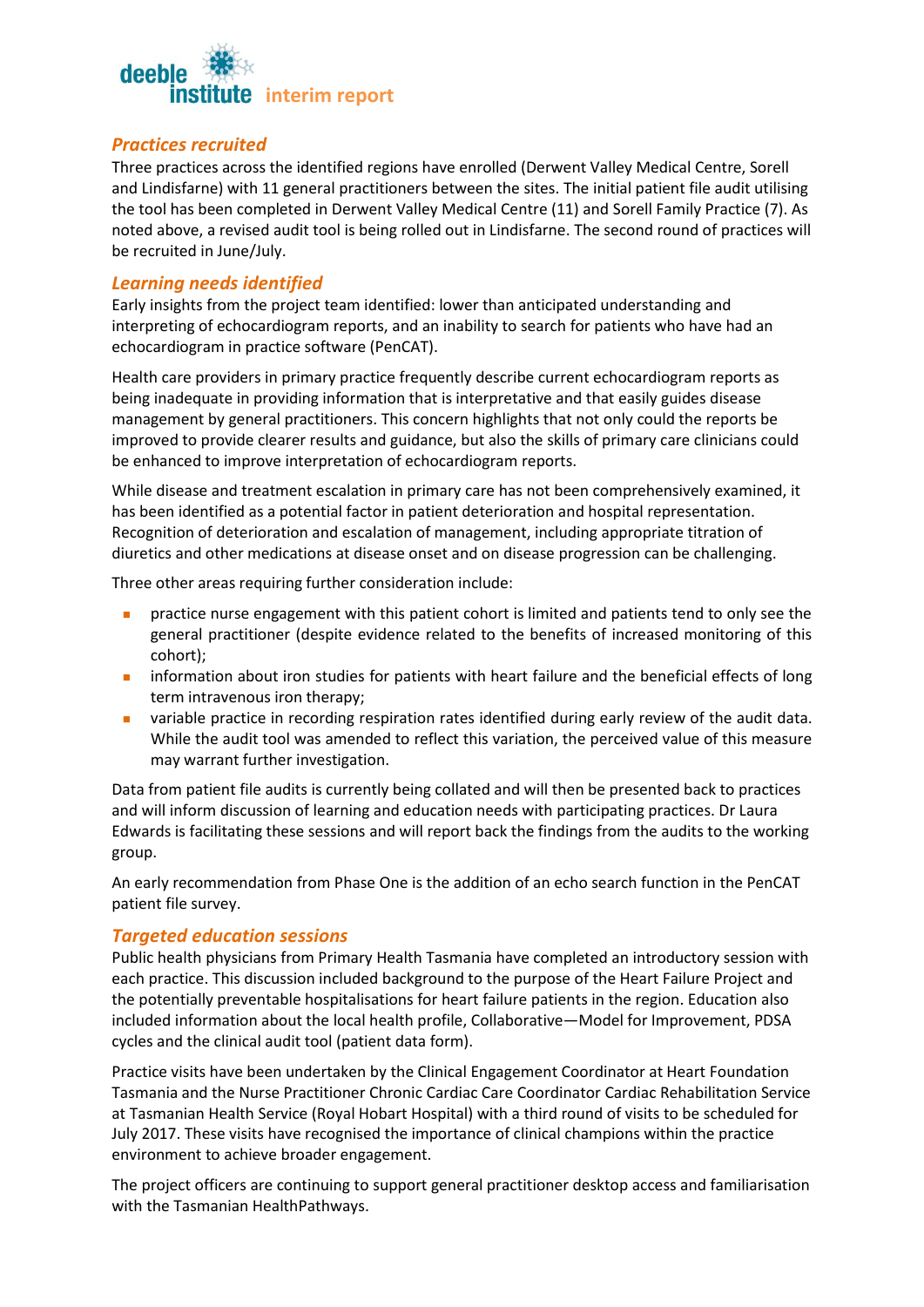## *Practices recruited*

Three practices across the identified regions have enrolled (Derwent Valley Medical Centre, Sorell and Lindisfarne) with 11 general practitioners between the sites. The initial patient file audit utilising the tool has been completed in Derwent Valley Medical Centre (11) and Sorell Family Practice (7). As noted above, a revised audit tool is being rolled out in Lindisfarne. The second round of practices will be recruited in June/July.

## *Learning needs identified*

Early insights from the project team identified: lower than anticipated understanding and interpreting of echocardiogram reports, and an inability to search for patients who have had an echocardiogram in practice software (PenCAT).

Health care providers in primary practice frequently describe current echocardiogram reports as being inadequate in providing information that is interpretative and that easily guides disease management by general practitioners. This concern highlights that not only could the reports be improved to provide clearer results and guidance, but also the skills of primary care clinicians could be enhanced to improve interpretation of echocardiogram reports.

While disease and treatment escalation in primary care has not been comprehensively examined, it has been identified as a potential factor in patient deterioration and hospital representation. Recognition of deterioration and escalation of management, including appropriate titration of diuretics and other medications at disease onset and on disease progression can be challenging.

Three other areas requiring further consideration include:

- practice nurse engagement with this patient cohort is limited and patients tend to only see the general practitioner (despite evidence related to the benefits of increased monitoring of this cohort);
- information about iron studies for patients with heart failure and the beneficial effects of long term intravenous iron therapy;
- variable practice in recording respiration rates identified during early review of the audit data. While the audit tool was amended to reflect this variation, the perceived value of this measure may warrant further investigation.

Data from patient file audits is currently being collated and will then be presented back to practices and will inform discussion of learning and education needs with participating practices. Dr Laura Edwards is facilitating these sessions and will report back the findings from the audits to the working group.

An early recommendation from Phase One is the addition of an echo search function in the PenCAT patient file survey.

## *Targeted education sessions*

Public health physicians from Primary Health Tasmania have completed an introductory session with each practice. This discussion included background to the purpose of the Heart Failure Project and the potentially preventable hospitalisations for heart failure patients in the region. Education also included information about the local health profile, Collaborative—Model for Improvement, PDSA cycles and the clinical audit tool (patient data form).

Practice visits have been undertaken by the Clinical Engagement Coordinator at Heart Foundation Tasmania and the Nurse Practitioner Chronic Cardiac Care Coordinator Cardiac Rehabilitation Service at Tasmanian Health Service (Royal Hobart Hospital) with a third round of visits to be scheduled for July 2017. These visits have recognised the importance of clinical champions within the practice environment to achieve broader engagement.

The project officers are continuing to support general practitioner desktop access and familiarisation with the Tasmanian HealthPathways.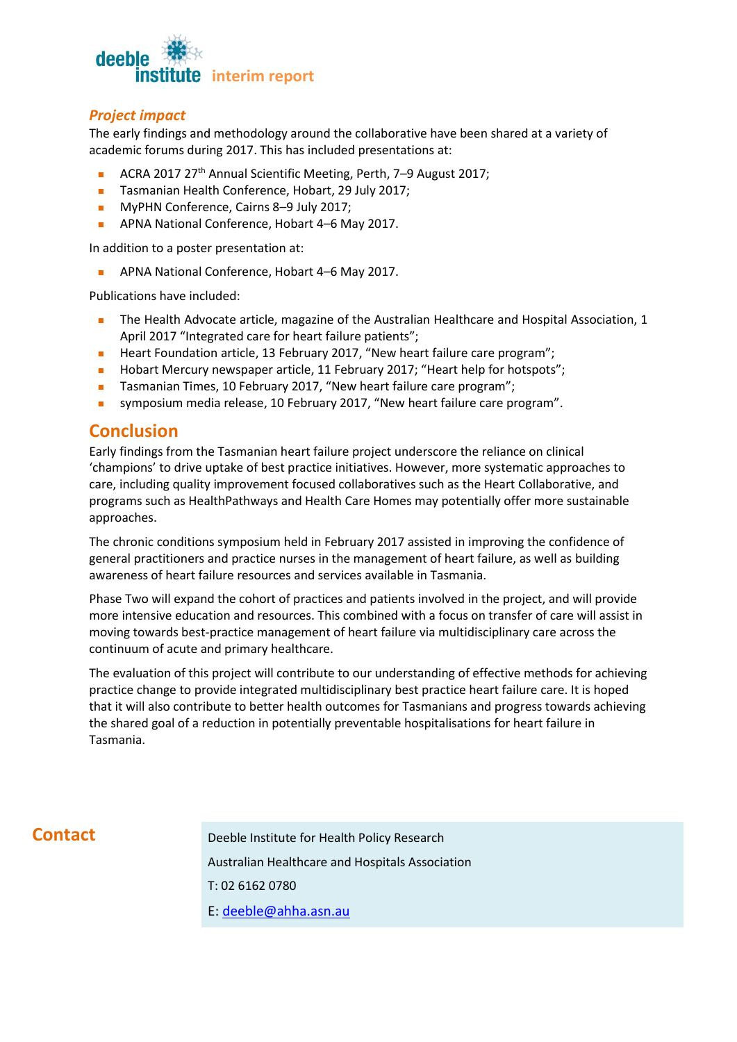### *Project impact*

The early findings and methodology around the collaborative have been shared at a variety of academic forums during 2017. This has included presentations at:

- ACRA 2017 27th Annual Scientific Meeting, Perth, 7–9 August 2017;
- Tasmanian Health Conference, Hobart, 29 July 2017;
- MyPHN Conference, Cairns 8–9 July 2017;
- APNA National Conference, Hobart 4–6 May 2017.

In addition to a poster presentation at:

- APNA National Conference, Hobart 4–6 May 2017.

Publications have included:

- The Health Advocate article, magazine of the Australian Healthcare and Hospital Association, 1 April 2017 "Integrated care for heart failure patients";
- Heart Foundation article, 13 February 2017, "New heart failure care program";
- Hobart Mercury newspaper article, 11 February 2017; "Heart help for hotspots";
- Tasmanian Times, 10 February 2017, "New heart failure care program";
- symposium media release, 10 February 2017, "New heart failure care program".

## Conclusion

Early findings from the Tasmanian heart failure project underscore the reliance on clinical 'champions' to drive uptake of best practice initiatives. However, more systematic approaches to care, including quality improvement focused collaboratives such as the Heart Collaborative, and programs such as HealthPathways and Health Care Homes may potentially offer more sustainable approaches.

The chronic conditions symposium held in February 2017 assisted in improving the confidence of general practitioners and practice nurses in the management of heart failure, as well as building awareness of heart failure resources and services available in Tasmania.

Phase Two will expand the cohort of practices and patients involved in the project, and will provide more intensive education and resources. This combined with a focus on transfer of care will assist in moving towards best-practice management of heart failure via multidisciplinary care across the continuum of acute and primary healthcare.

The evaluation of this project will contribute to our understanding of effective methods for achieving practice change to provide integrated multidisciplinary best practice heart failure care. It is hoped that it will also contribute to better health outcomes for Tasmanians and progress towards achieving the shared goal of a reduction in potentially preventable hospitalisations for heart failure in Tasmania.

## Contact

Deeble Institute for Health Policy Research

Australian Healthcare and Hospitals Association

T: 02 6162 0780

E: deeble@ahha.asn.au